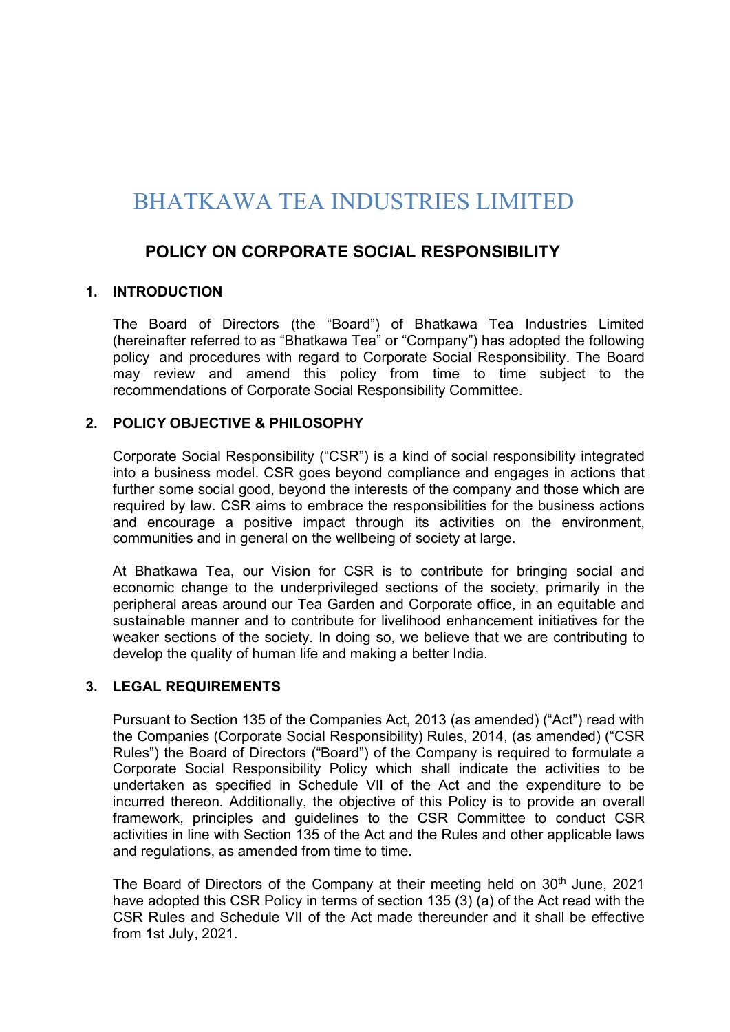# BHATKAWA TEA INDUSTRIES LIMITED

## POLICY ON CORPORATE SOCIAL RESPONSIBILITY

### 1. INTRODUCTION

The Board of Directors (the "Board") of Bhatkawa Tea Industries Limited (hereinafter referred to as "Bhatkawa Tea" or "Company") has adopted the following policy and procedures with regard to Corporate Social Responsibility. The Board may review and amend this policy from time to time subject to the recommendations of Corporate Social Responsibility Committee.

### 2. POLICY OBJECTIVE & PHILOSOPHY

Corporate Social Responsibility ("CSR") is a kind of social responsibility integrated into a business model. CSR goes beyond compliance and engages in actions that further some social good, beyond the interests of the company and those which are required by law. CSR aims to embrace the responsibilities for the business actions and encourage a positive impact through its activities on the environment, communities and in general on the wellbeing of society at large.

At Bhatkawa Tea, our Vision for CSR is to contribute for bringing social and economic change to the underprivileged sections of the society, primarily in the peripheral areas around our Tea Garden and Corporate office, in an equitable and sustainable manner and to contribute for livelihood enhancement initiatives for the weaker sections of the society. In doing so, we believe that we are contributing to develop the quality of human life and making a better India.

### 3. LEGAL REQUIREMENTS

Pursuant to Section 135 of the Companies Act, 2013 (as amended) ("Act") read with the Companies (Corporate Social Responsibility) Rules, 2014, (as amended) ("CSR Rules") the Board of Directors ("Board") of the Company is required to formulate a Corporate Social Responsibility Policy which shall indicate the activities to be undertaken as specified in Schedule VII of the Act and the expenditure to be incurred thereon. Additionally, the objective of this Policy is to provide an overall framework, principles and guidelines to the CSR Committee to conduct CSR activities in line with Section 135 of the Act and the Rules and other applicable laws and regulations, as amended from time to time.

The Board of Directors of the Company at their meeting held on 30th June, 2021 have adopted this CSR Policy in terms of section 135 (3) (a) of the Act read with the CSR Rules and Schedule VII of the Act made thereunder and it shall be effective from 1st July, 2021.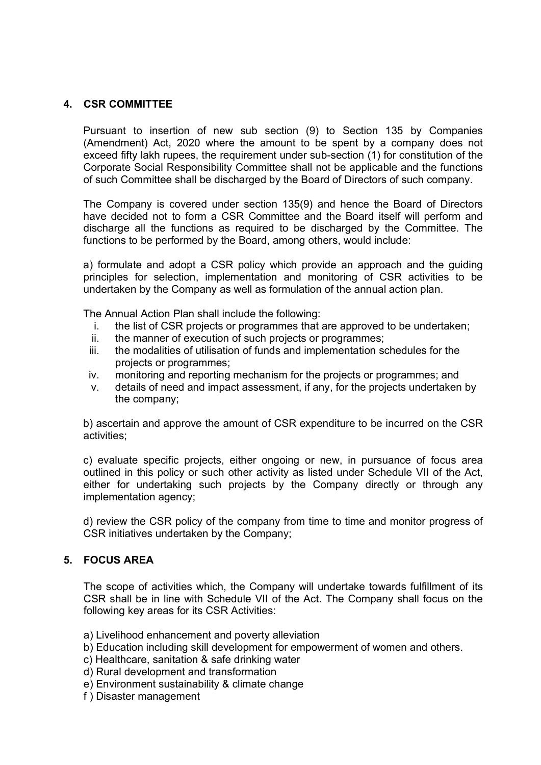## 4. CSR COMMITTEE

Pursuant to insertion of new sub section (9) to Section 135 by Companies (Amendment) Act, 2020 where the amount to be spent by a company does not exceed fifty lakh rupees, the requirement under sub-section (1) for constitution of the Corporate Social Responsibility Committee shall not be applicable and the functions of such Committee shall be discharged by the Board of Directors of such company.

The Company is covered under section 135(9) and hence the Board of Directors have decided not to form a CSR Committee and the Board itself will perform and discharge all the functions as required to be discharged by the Committee. The functions to be performed by the Board, among others, would include:

a) formulate and adopt a CSR policy which provide an approach and the guiding principles for selection, implementation and monitoring of CSR activities to be undertaken by the Company as well as formulation of the annual action plan.

The Annual Action Plan shall include the following:

1. the list of CSR projects or programmes that are approved to be undertaken;
2. the manner of execution of such projects or programmes;
3. the modalities of utilisation of funds and implementation schedules for the projects or programmes;
4. monitoring and reporting mechanism for the projects or programmes; and
5. details of need and impact assessment, if any, for the projects undertaken by the company;

b) ascertain and approve the amount of CSR expenditure to be incurred on the CSR activities;

c) evaluate specific projects, either ongoing or new, in pursuance of focus area outlined in this policy or such other activity as listed under Schedule VII of the Act, either for undertaking such projects by the Company directly or through any implementation agency;

d) review the CSR policy of the company from time to time and monitor progress of CSR initiatives undertaken by the Company;

## 5. FOCUS AREA

The scope of activities which, the Company will undertake towards fulfillment of its CSR shall be in line with Schedule VII of the Act. The Company shall focus on the following key areas for its CSR Activities:

a) Livelihood enhancement and poverty alleviation
b) Education including skill development for empowerment of women and others.
c) Healthcare, sanitation & safe drinking water
d) Rural development and transformation
e) Environment sustainability & climate change
f ) Disaster management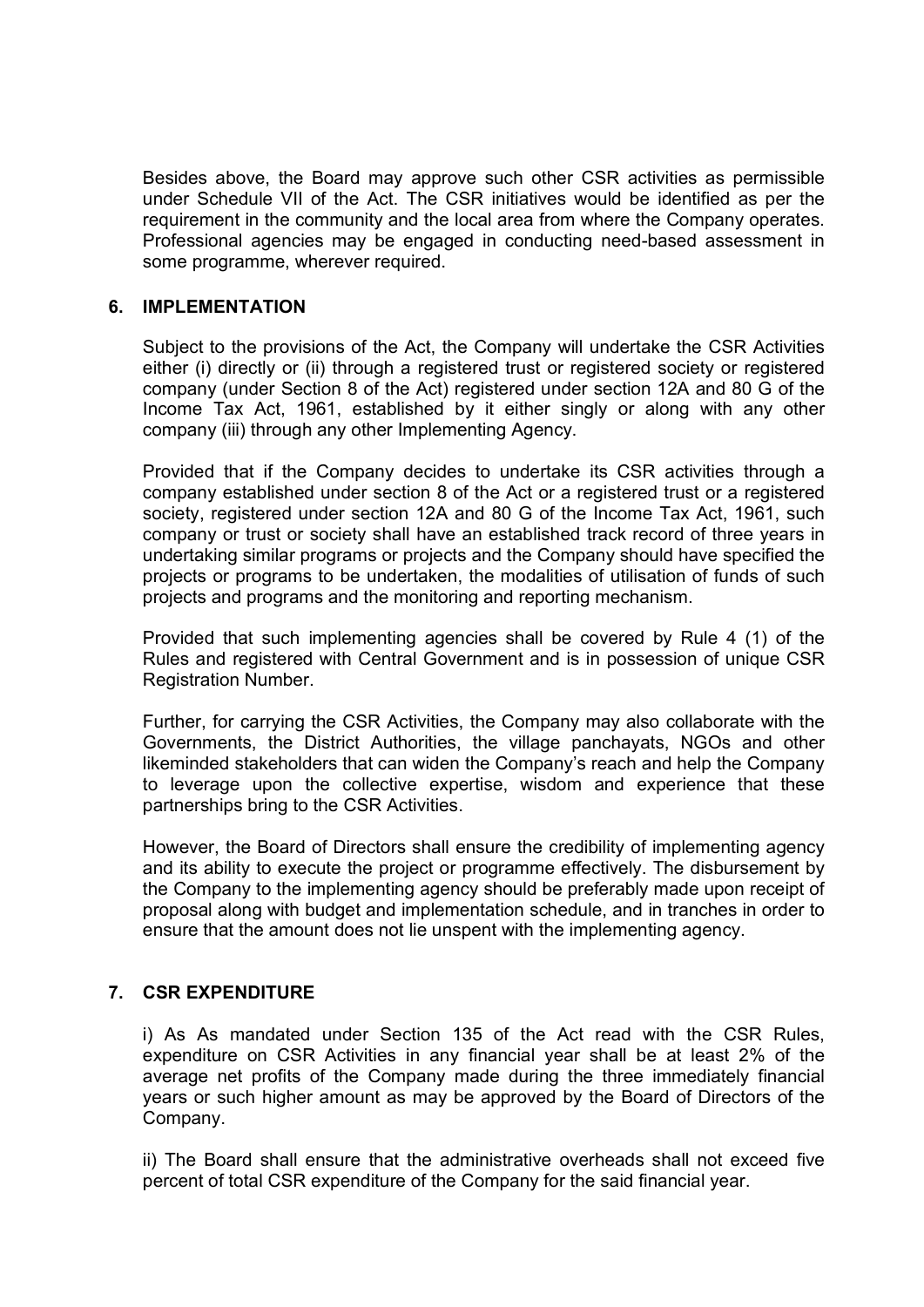Besides above, the Board may approve such other CSR activities as permissible under Schedule VII of the Act. The CSR initiatives would be identified as per the requirement in the community and the local area from where the Company operates. Professional agencies may be engaged in conducting need-based assessment in some programme, wherever required.

## 6. IMPLEMENTATION

Subject to the provisions of the Act, the Company will undertake the CSR Activities either (i) directly or (ii) through a registered trust or registered society or registered company (under Section 8 of the Act) registered under section 12A and 80 G of the Income Tax Act, 1961, established by it either singly or along with any other company (iii) through any other Implementing Agency.

Provided that if the Company decides to undertake its CSR activities through a company established under section 8 of the Act or a registered trust or a registered society, registered under section 12A and 80 G of the Income Tax Act, 1961, such company or trust or society shall have an established track record of three years in undertaking similar programs or projects and the Company should have specified the projects or programs to be undertaken, the modalities of utilisation of funds of such projects and programs and the monitoring and reporting mechanism.

Provided that such implementing agencies shall be covered by Rule 4 (1) of the Rules and registered with Central Government and is in possession of unique CSR Registration Number.

Further, for carrying the CSR Activities, the Company may also collaborate with the Governments, the District Authorities, the village panchayats, NGOs and other likeminded stakeholders that can widen the Company's reach and help the Company to leverage upon the collective expertise, wisdom and experience that these partnerships bring to the CSR Activities.

However, the Board of Directors shall ensure the credibility of implementing agency and its ability to execute the project or programme effectively. The disbursement by the Company to the implementing agency should be preferably made upon receipt of proposal along with budget and implementation schedule, and in tranches in order to ensure that the amount does not lie unspent with the implementing agency.

## 7. CSR EXPENDITURE

i) As As mandated under Section 135 of the Act read with the CSR Rules, expenditure on CSR Activities in any financial year shall be at least 2% of the average net profits of the Company made during the three immediately financial years or such higher amount as may be approved by the Board of Directors of the Company.

ii) The Board shall ensure that the administrative overheads shall not exceed five percent of total CSR expenditure of the Company for the said financial year.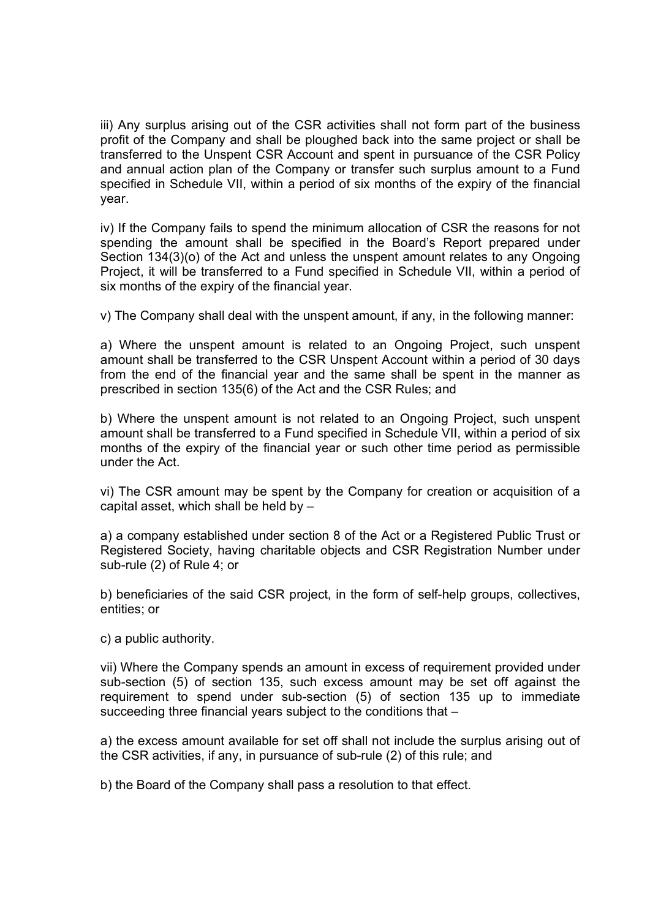iii) Any surplus arising out of the CSR activities shall not form part of the business profit of the Company and shall be ploughed back into the same project or shall be transferred to the Unspent CSR Account and spent in pursuance of the CSR Policy and annual action plan of the Company or transfer such surplus amount to a Fund specified in Schedule VII, within a period of six months of the expiry of the financial year.

iv) If the Company fails to spend the minimum allocation of CSR the reasons for not spending the amount shall be specified in the Board's Report prepared under Section 134(3)(o) of the Act and unless the unspent amount relates to any Ongoing Project, it will be transferred to a Fund specified in Schedule VII, within a period of six months of the expiry of the financial year.

v) The Company shall deal with the unspent amount, if any, in the following manner:

a) Where the unspent amount is related to an Ongoing Project, such unspent amount shall be transferred to the CSR Unspent Account within a period of 30 days from the end of the financial year and the same shall be spent in the manner as prescribed in section 135(6) of the Act and the CSR Rules; and

b) Where the unspent amount is not related to an Ongoing Project, such unspent amount shall be transferred to a Fund specified in Schedule VII, within a period of six months of the expiry of the financial year or such other time period as permissible under the Act.

vi) The CSR amount may be spent by the Company for creation or acquisition of a capital asset, which shall be held by –

a) a company established under section 8 of the Act or a Registered Public Trust or Registered Society, having charitable objects and CSR Registration Number under sub-rule (2) of Rule 4; or

b) beneficiaries of the said CSR project, in the form of self-help groups, collectives, entities; or

c) a public authority.

vii) Where the Company spends an amount in excess of requirement provided under sub-section (5) of section 135, such excess amount may be set off against the requirement to spend under sub-section (5) of section 135 up to immediate succeeding three financial years subject to the conditions that –

a) the excess amount available for set off shall not include the surplus arising out of the CSR activities, if any, in pursuance of sub-rule (2) of this rule; and

b) the Board of the Company shall pass a resolution to that effect.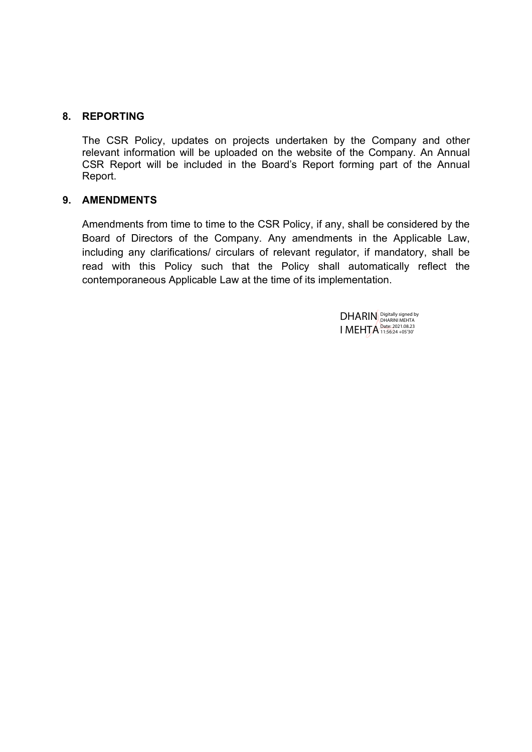## 8. REPORTING

The CSR Policy, updates on projects undertaken by the Company and other relevant information will be uploaded on the website of the Company. An Annual CSR Report will be included in the Board's Report forming part of the Annual Report.

## 9. AMENDMENTS

Amendments from time to time to the CSR Policy, if any, shall be considered by the Board of Directors of the Company. Any amendments in the Applicable Law, including any clarifications/ circulars of relevant regulator, if mandatory, shall be read with this Policy such that the Policy shall automatically reflect the contemporaneous Applicable Law at the time of its implementation.

DHARINI MEHTA Digitally signed by DHARINI MEHTA Date: 2021.08.23 11:56:24 +05'30'